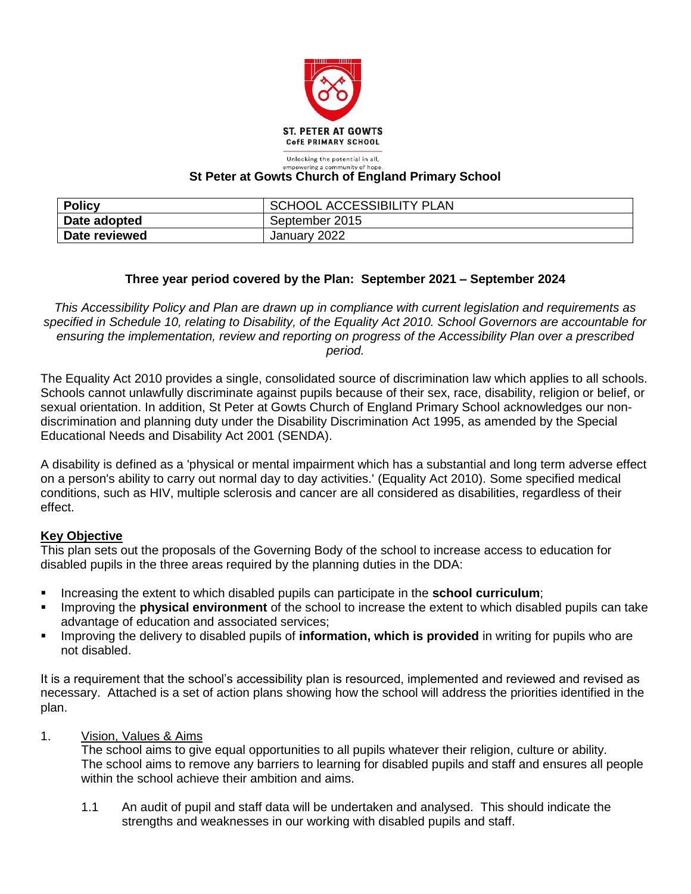ST. PETER AT GOWTS
CofE PRIMARY SCHOOL

Unlocking the potential in all, empowering a community of hope.

# St Peter at Gowts Church of England Primary School

| **Policy** | SCHOOL ACCESSIBILITY PLAN |
|---|---|
| **Date adopted** | September 2015 |
| **Date reviewed** | January 2022 |

### Three year period covered by the Plan: September 2021 – September 2024

*This Accessibility Policy and Plan are drawn up in compliance with current legislation and requirements as specified in Schedule 10, relating to Disability, of the Equality Act 2010. School Governors are accountable for ensuring the implementation, review and reporting on progress of the Accessibility Plan over a prescribed period.*

The Equality Act 2010 provides a single, consolidated source of discrimination law which applies to all schools. Schools cannot unlawfully discriminate against pupils because of their sex, race, disability, religion or belief, or sexual orientation. In addition, St Peter at Gowts Church of England Primary School acknowledges our non-discrimination and planning duty under the Disability Discrimination Act 1995, as amended by the Special Educational Needs and Disability Act 2001 (SENDA).

A disability is defined as a 'physical or mental impairment which has a substantial and long term adverse effect on a person's ability to carry out normal day to day activities.' (Equality Act 2010). Some specified medical conditions, such as HIV, multiple sclerosis and cancer are all considered as disabilities, regardless of their effect.

## Key Objective

This plan sets out the proposals of the Governing Body of the school to increase access to education for disabled pupils in the three areas required by the planning duties in the DDA:

- Increasing the extent to which disabled pupils can participate in the **school curriculum**;
- Improving the **physical environment** of the school to increase the extent to which disabled pupils can take advantage of education and associated services;
- Improving the delivery to disabled pupils of **information, which is provided** in writing for pupils who are not disabled.

It is a requirement that the school's accessibility plan is resourced, implemented and reviewed and revised as necessary. Attached is a set of action plans showing how the school will address the priorities identified in the plan.

1. Vision, Values & Aims

   The school aims to give equal opportunities to all pupils whatever their religion, culture or ability. The school aims to remove any barriers to learning for disabled pupils and staff and ensures all people within the school achieve their ambition and aims.

   1.1 An audit of pupil and staff data will be undertaken and analysed. This should indicate the strengths and weaknesses in our working with disabled pupils and staff.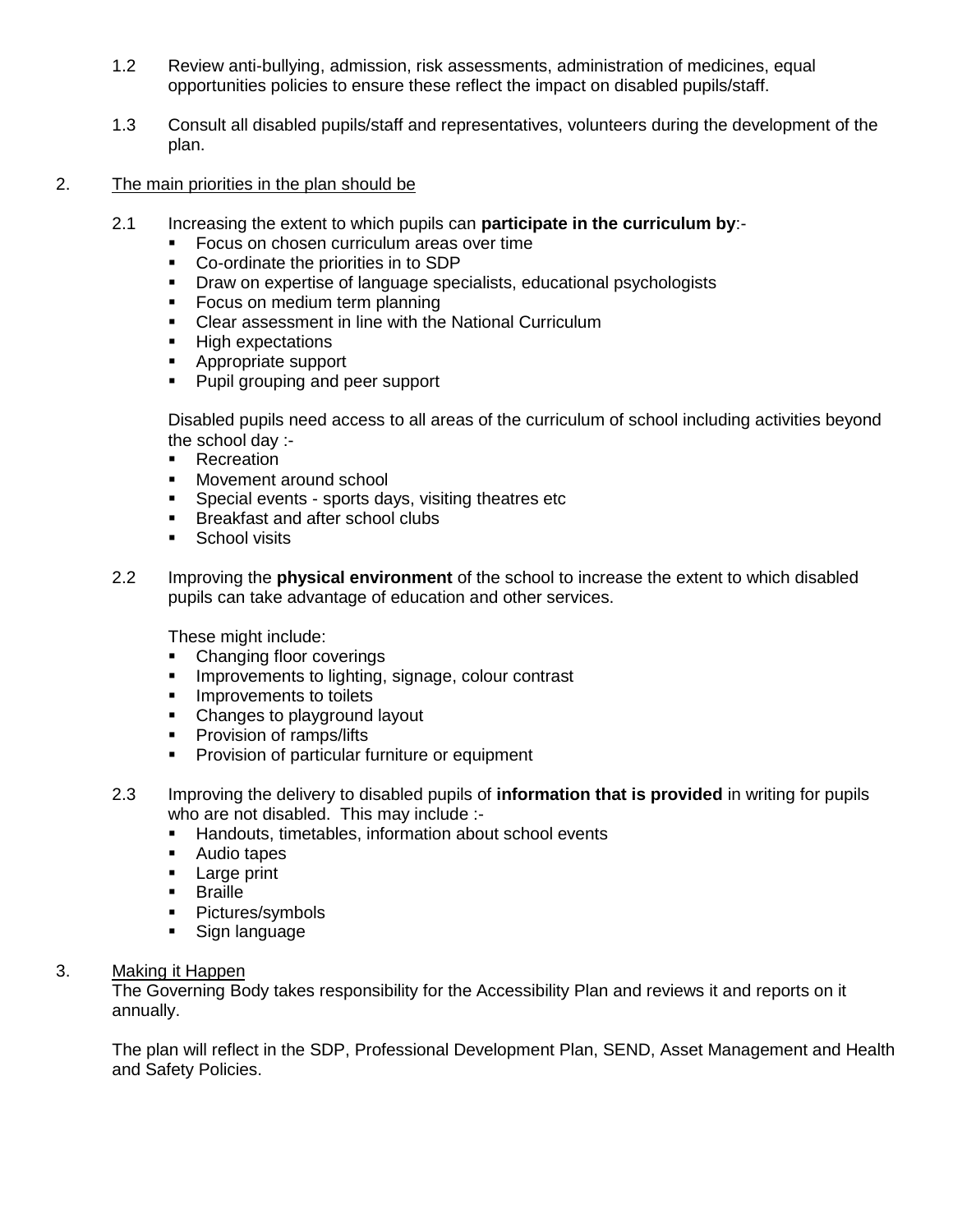1.2 Review anti-bullying, admission, risk assessments, administration of medicines, equal opportunities policies to ensure these reflect the impact on disabled pupils/staff.

1.3 Consult all disabled pupils/staff and representatives, volunteers during the development of the plan.

2. <u>The main priorities in the plan should be</u>

2.1 Increasing the extent to which pupils can **participate in the curriculum by**:-

- Focus on chosen curriculum areas over time
- Co-ordinate the priorities in to SDP
- Draw on expertise of language specialists, educational psychologists
- Focus on medium term planning
- Clear assessment in line with the National Curriculum
- High expectations
- Appropriate support
- Pupil grouping and peer support

Disabled pupils need access to all areas of the curriculum of school including activities beyond the school day :-

- Recreation
- Movement around school
- Special events - sports days, visiting theatres etc
- Breakfast and after school clubs
- School visits

2.2 Improving the **physical environment** of the school to increase the extent to which disabled pupils can take advantage of education and other services.

These might include:

- Changing floor coverings
- Improvements to lighting, signage, colour contrast
- Improvements to toilets
- Changes to playground layout
- Provision of ramps/lifts
- Provision of particular furniture or equipment

2.3 Improving the delivery to disabled pupils of **information that is provided** in writing for pupils who are not disabled. This may include :-

- Handouts, timetables, information about school events
- Audio tapes
- Large print
- Braille
- Pictures/symbols
- Sign language

3. <u>Making it Happen</u>

The Governing Body takes responsibility for the Accessibility Plan and reviews it and reports on it annually.

The plan will reflect in the SDP, Professional Development Plan, SEND, Asset Management and Health and Safety Policies.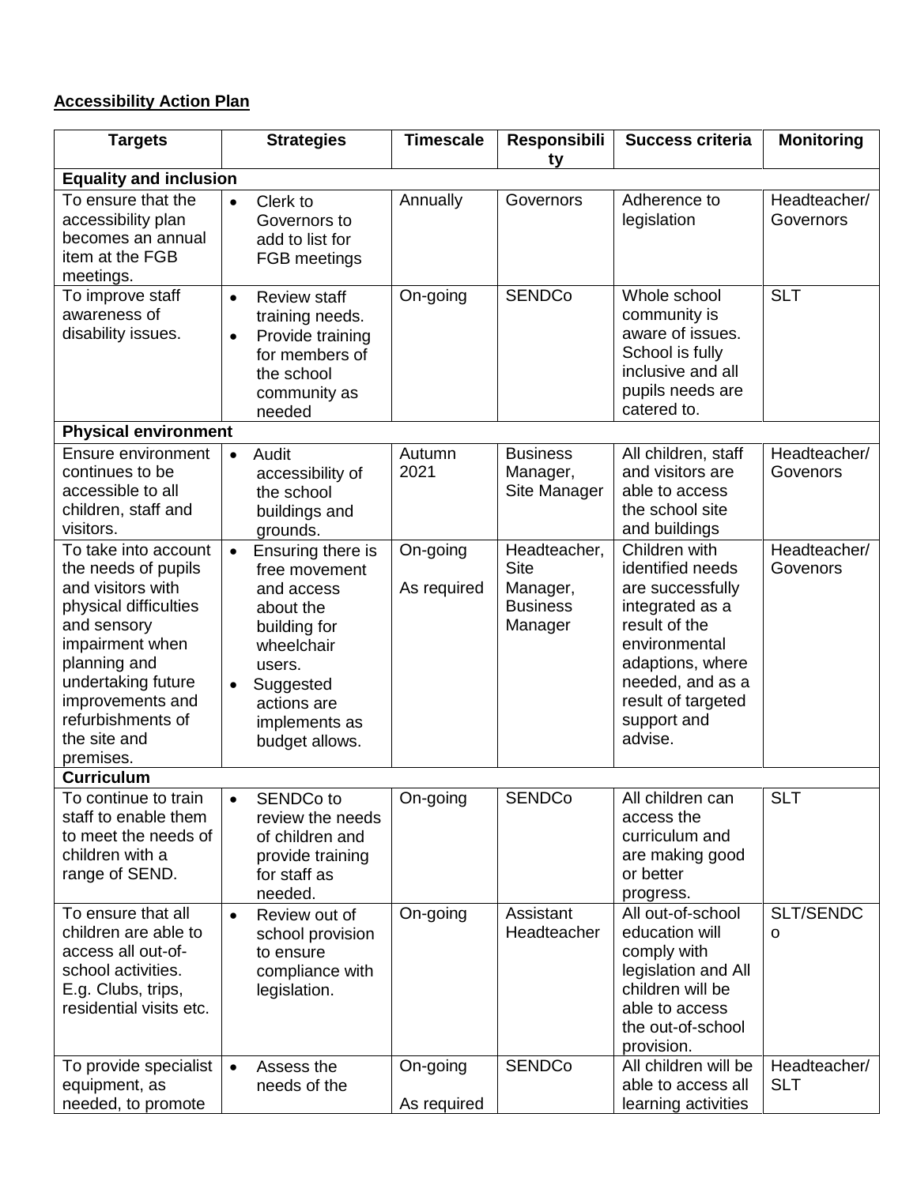**Accessibility Action Plan**

| Targets | Strategies | Timescale | Responsibility | Success criteria | Monitoring |
|---|---|---|---|---|---|
| **Equality and inclusion** | | | | | |
| To ensure that the accessibility plan becomes an annual item at the FGB meetings. | • Clerk to Governors to add to list for FGB meetings | Annually | Governors | Adherence to legislation | Headteacher/ Governors |
| To improve staff awareness of disability issues. | • Review staff training needs.<br>• Provide training for members of the school community as needed | On-going | SENDCo | Whole school community is aware of issues. School is fully inclusive and all pupils needs are catered to. | SLT |
| **Physical environment** | | | | | |
| Ensure environment continues to be accessible to all children, staff and visitors. | • Audit accessibility of the school buildings and grounds. | Autumn 2021 | Business Manager, Site Manager | All children, staff and visitors are able to access the school site and buildings | Headteacher/ Govenors |
| To take into account the needs of pupils and visitors with physical difficulties and sensory impairment when planning and undertaking future improvements and refurbishments of the site and premises. | • Ensuring there is free movement and access about the building for wheelchair users.<br>• Suggested actions are implements as budget allows. | On-going<br><br>As required | Headteacher, Site Manager, Business Manager | Children with identified needs are successfully integrated as a result of the environmental adaptions, where needed, and as a result of targeted support and advise. | Headteacher/ Govenors |
| **Curriculum** | | | | | |
| To continue to train staff to enable them to meet the needs of children with a range of SEND. | • SENDCo to review the needs of children and provide training for staff as needed. | On-going | SENDCo | All children can access the curriculum and are making good or better progress. | SLT |
| To ensure that all children are able to access all out-of-school activities. E.g. Clubs, trips, residential visits etc. | • Review out of school provision to ensure compliance with legislation. | On-going | Assistant Headteacher | All out-of-school education will comply with legislation and All children will be able to access the out-of-school provision. | SLT/SENDCo |
| To provide specialist equipment, as needed, to promote | • Assess the needs of the | On-going<br><br>As required | SENDCo | All children will be able to access all learning activities | Headteacher/ SLT |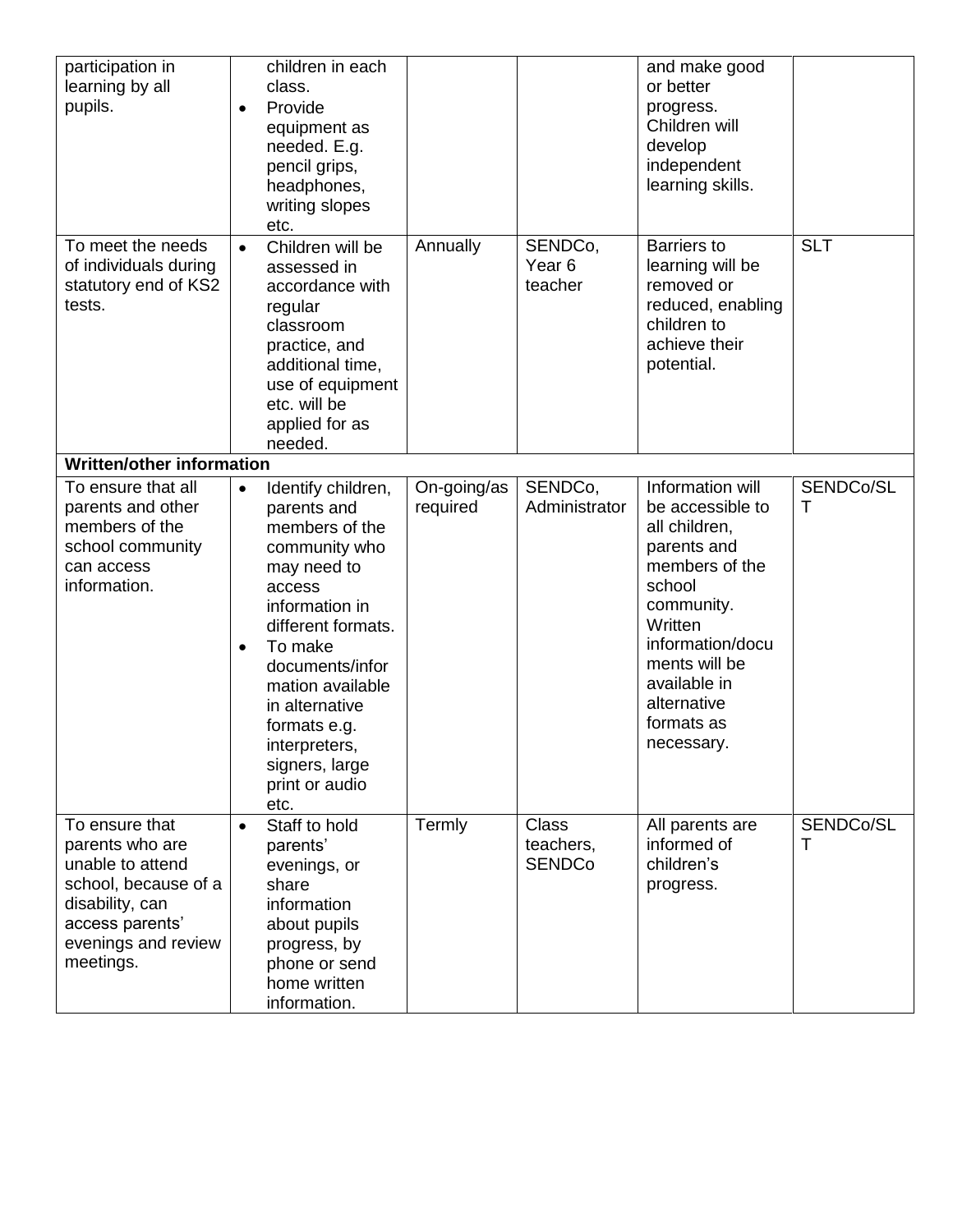| | | | | | |
|---|---|---|---|---|---|
| participation in learning by all pupils. | children in each class.<br>• Provide equipment as needed. E.g. pencil grips, headphones, writing slopes etc. | | | and make good or better progress. Children will develop independent learning skills. | |
| To meet the needs of individuals during statutory end of KS2 tests. | • Children will be assessed in accordance with regular classroom practice, and additional time, use of equipment etc. will be applied for as needed. | Annually | SENDCo, Year 6 teacher | Barriers to learning will be removed or reduced, enabling children to achieve their potential. | SLT |
| **Written/other information** | | | | | |
| To ensure that all parents and other members of the school community can access information. | • Identify children, parents and members of the community who may need to access information in different formats.<br>• To make documents/information available in alternative formats e.g. interpreters, signers, large print or audio etc. | On-going/as required | SENDCo, Administrator | Information will be accessible to all children, parents and members of the school community. Written information/documents will be available in alternative formats as necessary. | SENDCo/SLT |
| To ensure that parents who are unable to attend school, because of a disability, can access parents' evenings and review meetings. | • Staff to hold parents' evenings, or share information about pupils progress, by phone or send home written information. | Termly | Class teachers, SENDCo | All parents are informed of children's progress. | SENDCo/SLT |